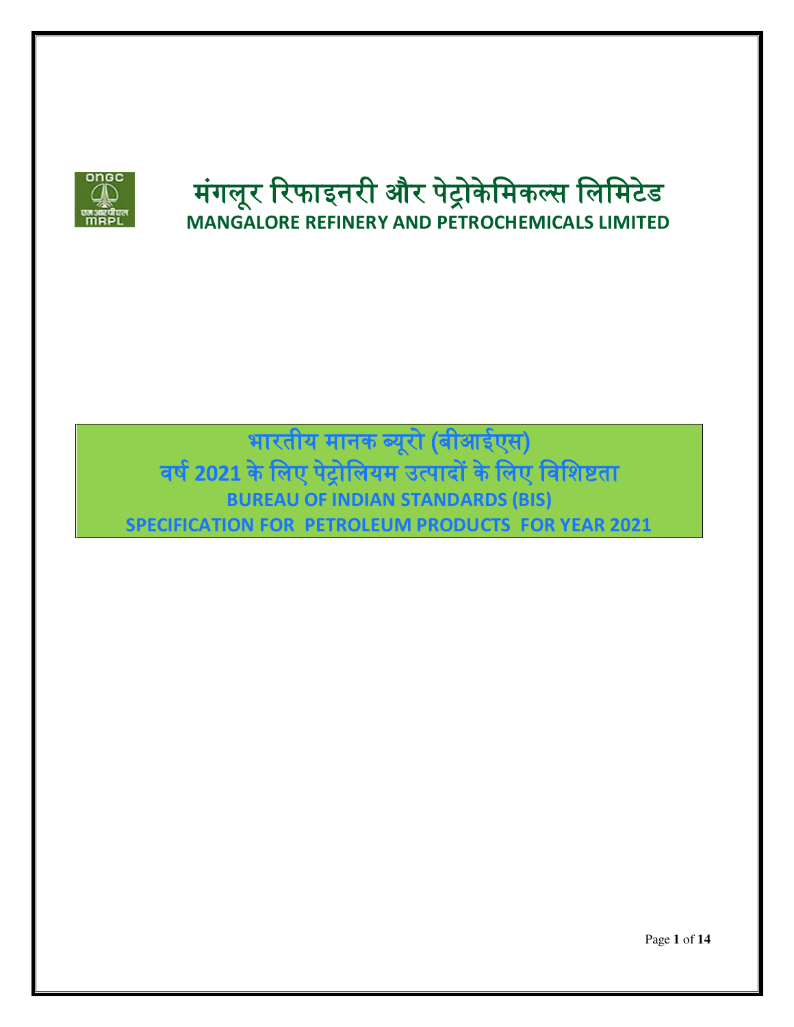# मंगलूर रिफाइनरी और पेट्रोकेमिकल्स लिमिटेड

## MANGALORE REFINERY AND PETROCHEMICALS LIMITED

## भारतीय मानक ब्यूरो (बीआईएस)
## वर्ष 2021 के लिए पेट्रोलियम उत्पादों के लिए विशिष्टता
## BUREAU OF INDIAN STANDARDS (BIS)
## SPECIFICATION FOR PETROLEUM PRODUCTS FOR YEAR 2021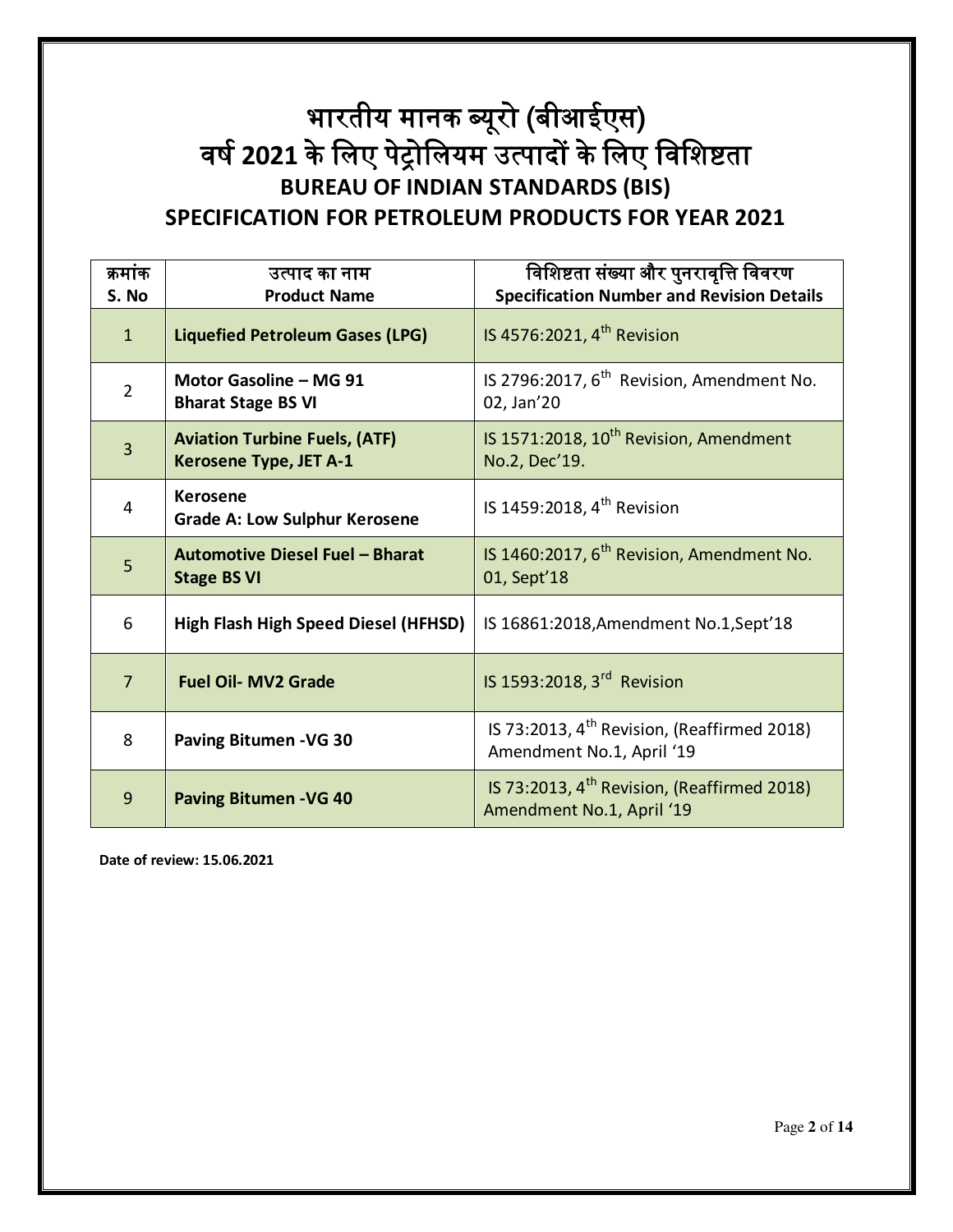# भारतीय मानक ब्यूरो (बीआईएस)
# वर्ष 2021 के लिए पेट्रोलियम उत्पादों के लिए विशिष्टता
# BUREAU OF INDIAN STANDARDS (BIS)
# SPECIFICATION FOR PETROLEUM PRODUCTS FOR YEAR 2021

| क्रमांक<br>S. No | उत्पाद का नाम<br>Product Name | विशिष्टता संख्या और पुनरावृत्ति विवरण<br>Specification Number and Revision Details |
|---|---|---|
| 1 | **Liquefied Petroleum Gases (LPG)** | IS 4576:2021, 4th Revision |
| 2 | **Motor Gasoline – MG 91**<br>**Bharat Stage BS VI** | IS 2796:2017, 6th Revision, Amendment No. 02, Jan'20 |
| 3 | **Aviation Turbine Fuels, (ATF)**<br>**Kerosene Type, JET A-1** | IS 1571:2018, 10th Revision, Amendment No.2, Dec'19. |
| 4 | **Kerosene**<br>**Grade A: Low Sulphur Kerosene** | IS 1459:2018, 4th Revision |
| 5 | **Automotive Diesel Fuel – Bharat Stage BS VI** | IS 1460:2017, 6th Revision, Amendment No. 01, Sept'18 |
| 6 | **High Flash High Speed Diesel (HFHSD)** | IS 16861:2018,Amendment No.1,Sept'18 |
| 7 | **Fuel Oil- MV2 Grade** | IS 1593:2018, 3rd Revision |
| 8 | **Paving Bitumen -VG 30** | IS 73:2013, 4th Revision, (Reaffirmed 2018) Amendment No.1, April '19 |
| 9 | **Paving Bitumen -VG 40** | IS 73:2013, 4th Revision, (Reaffirmed 2018) Amendment No.1, April '19 |

**Date of review: 15.06.2021**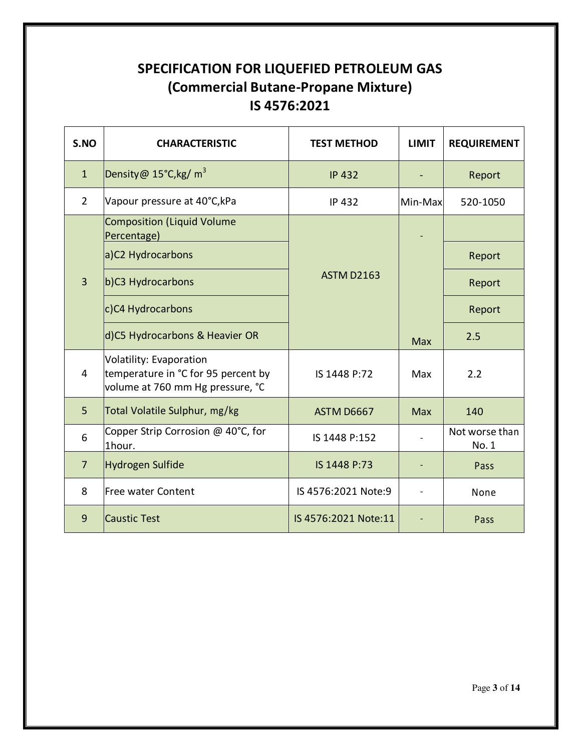# SPECIFICATION FOR LIQUEFIED PETROLEUM GAS
## (Commercial Butane-Propane Mixture)
## IS 4576:2021

| S.NO | CHARACTERISTIC | TEST METHOD | LIMIT | REQUIREMENT |
|---|---|---|---|---|
| 1 | Density@ 15°C,kg/ $m^3$ | IP 432 | - | Report |
| 2 | Vapour pressure at 40°C,kPa | IP 432 | Min-Max | 520-1050 |
| 3 | Composition (Liquid Volume Percentage) | ASTM D2163 | - | |
| | a)C2 Hydrocarbons | | | Report |
| | b)C3 Hydrocarbons | | | Report |
| | c)C4 Hydrocarbons | | | Report |
| | d)C5 Hydrocarbons & Heavier OR | | Max | 2.5 |
| 4 | Volatility: Evaporation temperature in °C for 95 percent by volume at 760 mm Hg pressure, °C | IS 1448 P:72 | Max | 2.2 |
| 5 | Total Volatile Sulphur, mg/kg | ASTM D6667 | Max | 140 |
| 6 | Copper Strip Corrosion @ 40°C, for 1hour. | IS 1448 P:152 | - | Not worse than No. 1 |
| 7 | Hydrogen Sulfide | IS 1448 P:73 | - | Pass |
| 8 | Free water Content | IS 4576:2021 Note:9 | - | None |
| 9 | Caustic Test | IS 4576:2021 Note:11 | - | Pass |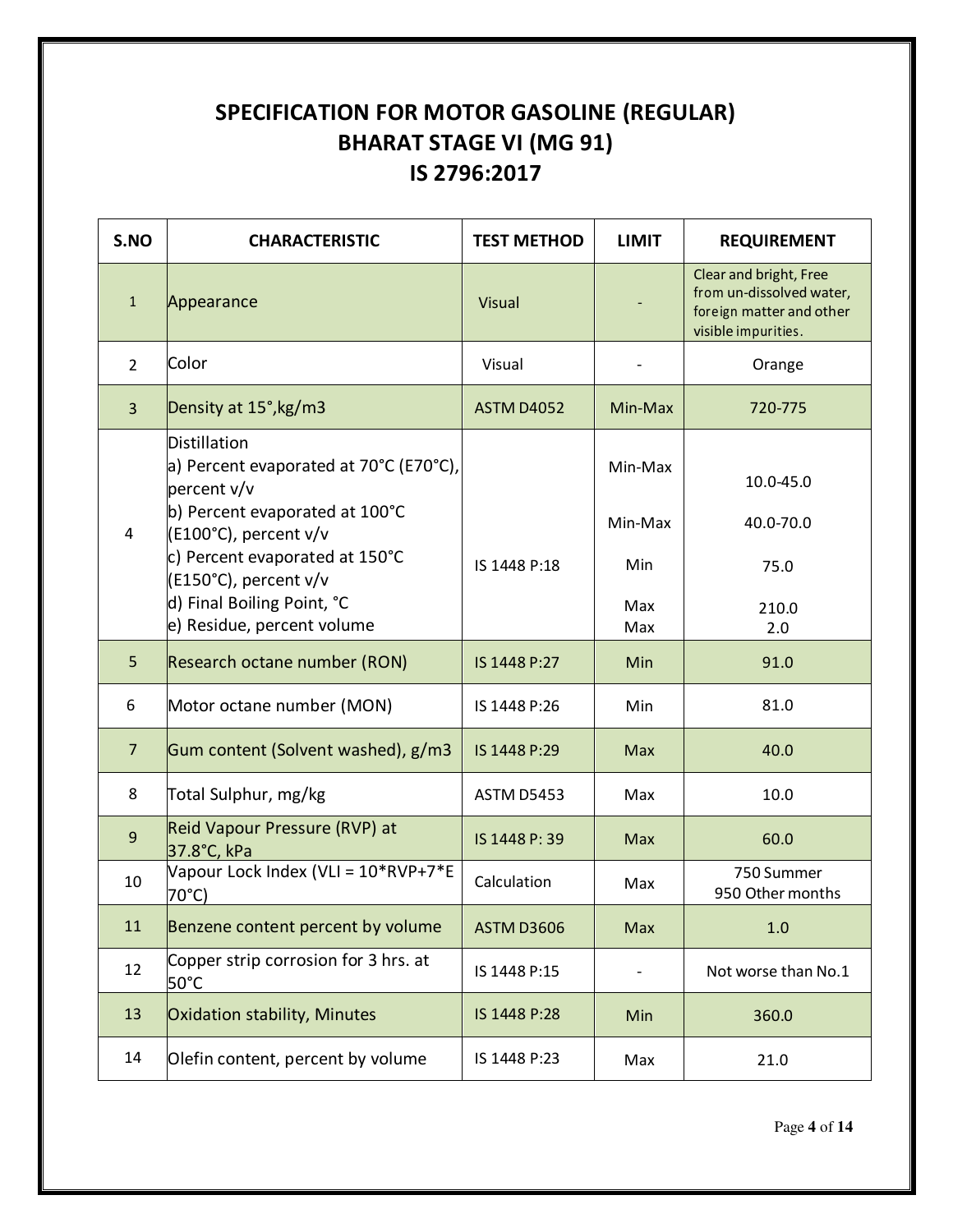# SPECIFICATION FOR MOTOR GASOLINE (REGULAR) BHARAT STAGE VI (MG 91) IS 2796:2017

| S.NO | CHARACTERISTIC | TEST METHOD | LIMIT | REQUIREMENT |
|---|---|---|---|---|
| 1 | Appearance | Visual | - | Clear and bright, Free from un-dissolved water, foreign matter and other visible impurities. |
| 2 | Color | Visual | - | Orange |
| 3 | Density at 15°,kg/m3 | ASTM D4052 | Min-Max | 720-775 |
| 4 | Distillation<br>a) Percent evaporated at 70°C (E70°C), percent v/v<br>b) Percent evaporated at 100°C (E100°C), percent v/v<br>c) Percent evaporated at 150°C (E150°C), percent v/v<br>d) Final Boiling Point, °C<br>e) Residue, percent volume | IS 1448 P:18 | <br>Min-Max<br>Min-Max<br>Min<br>Max<br>Max | <br>10.0-45.0<br>40.0-70.0<br>75.0<br>210.0<br>2.0 |
| 5 | Research octane number (RON) | IS 1448 P:27 | Min | 91.0 |
| 6 | Motor octane number (MON) | IS 1448 P:26 | Min | 81.0 |
| 7 | Gum content (Solvent washed), g/m3 | IS 1448 P:29 | Max | 40.0 |
| 8 | Total Sulphur, mg/kg | ASTM D5453 | Max | 10.0 |
| 9 | Reid Vapour Pressure (RVP) at 37.8°C, kPa | IS 1448 P: 39 | Max | 60.0 |
| 10 | Vapour Lock Index (VLI = 10*RVP+7*E 70°C) | Calculation | Max | 750 Summer<br>950 Other months |
| 11 | Benzene content percent by volume | ASTM D3606 | Max | 1.0 |
| 12 | Copper strip corrosion for 3 hrs. at 50°C | IS 1448 P:15 | - | Not worse than No.1 |
| 13 | Oxidation stability, Minutes | IS 1448 P:28 | Min | 360.0 |
| 14 | Olefin content, percent by volume | IS 1448 P:23 | Max | 21.0 |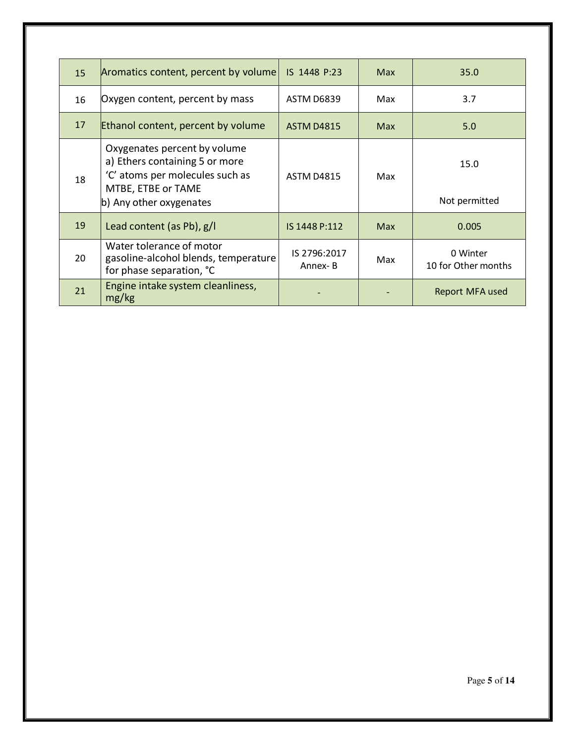| 15 | Aromatics content, percent by volume | IS 1448 P:23 | Max | 35.0 |
|---|---|---|---|---|
| 16 | Oxygen content, percent by mass | ASTM D6839 | Max | 3.7 |
| 17 | Ethanol content, percent by volume | ASTM D4815 | Max | 5.0 |
| 18 | Oxygenates percent by volume<br>a) Ethers containing 5 or more 'C' atoms per molecules such as MTBE, ETBE or TAME<br>b) Any other oxygenates | ASTM D4815 | Max | 15.0<br><br>Not permitted |
| 19 | Lead content (as Pb), g/l | IS 1448 P:112 | Max | 0.005 |
| 20 | Water tolerance of motor gasoline-alcohol blends, temperature for phase separation, °C | IS 2796:2017 Annex- B | Max | 0 Winter<br>10 for Other months |
| 21 | Engine intake system cleanliness, mg/kg | - | - | Report MFA used |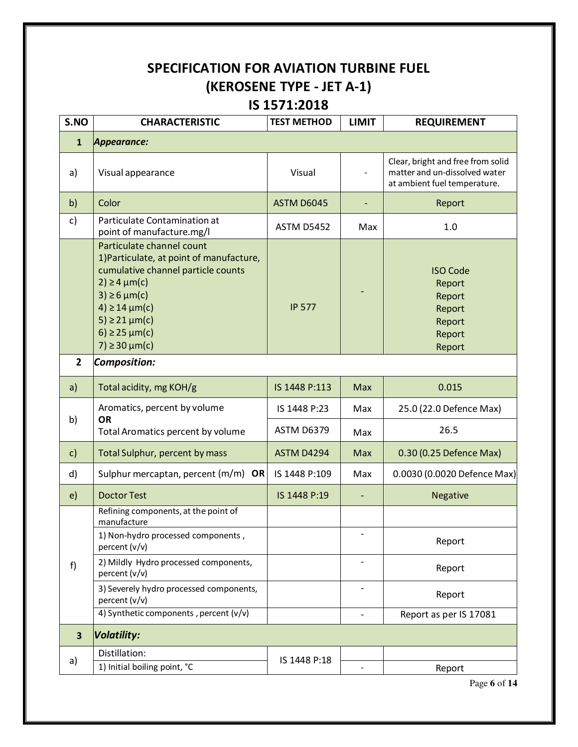# SPECIFICATION FOR AVIATION TURBINE FUEL
# (KEROSENE TYPE - JET A-1)
# IS 1571:2018

| S.NO | CHARACTERISTIC | TEST METHOD | LIMIT | REQUIREMENT |
|---|---|---|---|---|
| **1** | ***Appearance:*** | | | |
| a) | Visual appearance | Visual | - | Clear, bright and free from solid matter and un-dissolved water at ambient fuel temperature. |
| b) | Color | ASTM D6045 | - | Report |
| c) | Particulate Contamination at point of manufacture.mg/l | ASTM D5452 | Max | 1.0 |
| | Particulate channel count<br>1)Particulate, at point of manufacture, cumulative channel particle counts<br>2) ≥ 4 µm(c)<br>3) ≥ 6 µm(c)<br>4) ≥ 14 µm(c)<br>5) ≥ 21 µm(c)<br>6) ≥ 25 µm(c)<br>7) ≥ 30 µm(c) | IP 577 | - | ISO Code<br>Report<br>Report<br>Report<br>Report<br>Report<br>Report |
| **2** | ***Composition:*** | | | |
| a) | Total acidity, mg KOH/g | IS 1448 P:113 | Max | 0.015 |
| b) | Aromatics, percent by volume<br>**OR** | IS 1448 P:23 | Max | 25.0 (22.0 Defence Max) |
| | Total Aromatics percent by volume | ASTM D6379 | Max | 26.5 |
| c) | Total Sulphur, percent by mass | ASTM D4294 | Max | 0.30 (0.25 Defence Max) |
| d) | Sulphur mercaptan, percent (m/m) **OR** | IS 1448 P:109 | Max | 0.0030 (0.0020 Defence Max) |
| e) | Doctor Test | IS 1448 P:19 | - | Negative |
| f) | Refining components, at the point of manufacture | | | |
| | 1) Non-hydro processed components , percent (v/v) | | - | Report |
| | 2) Mildly Hydro processed components, percent (v/v) | | - | Report |
| | 3) Severely hydro processed components, percent (v/v) | | - | Report |
| | 4) Synthetic components , percent (v/v) | | - | Report as per IS 17081 |
| **3** | ***Volatility:*** | | | |
| a) | Distillation: | IS 1448 P:18 | | |
| | 1) Initial boiling point, °C | | - | Report |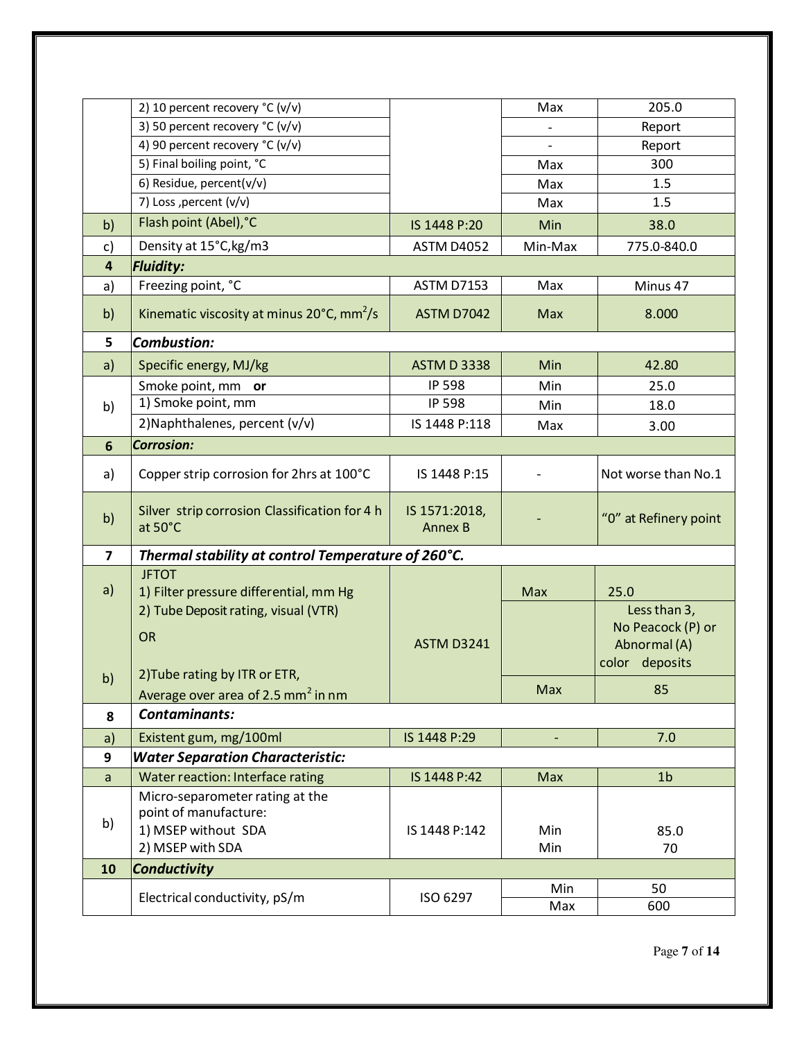| | | | | |
|---|---|---|---|---|
| | 2) 10 percent recovery °C (v/v) | | Max | 205.0 |
| | 3) 50 percent recovery °C (v/v) | | - | Report |
| | 4) 90 percent recovery °C (v/v) | | - | Report |
| | 5) Final boiling point, °C | | Max | 300 |
| | 6) Residue, percent(v/v) | | Max | 1.5 |
| | 7) Loss ,percent (v/v) | | Max | 1.5 |
| b) | Flash point (Abel),°C | IS 1448 P:20 | Min | 38.0 |
| c) | Density at 15°C,kg/m3 | ASTM D4052 | Min-Max | 775.0-840.0 |
| **4** | ***Fluidity:*** | | | |
| a) | Freezing point, °C | ASTM D7153 | Max | Minus 47 |
| b) | Kinematic viscosity at minus 20°C, $mm^2/s$ | ASTM D7042 | Max | 8.000 |
| **5** | ***Combustion:*** | | | |
| a) | Specific energy, MJ/kg | ASTM D 3338 | Min | 42.80 |
| b) | Smoke point, mm **or** | IP 598 | Min | 25.0 |
| | 1) Smoke point, mm | IP 598 | Min | 18.0 |
| | 2)Naphthalenes, percent (v/v) | IS 1448 P:118 | Max | 3.00 |
| **6** | ***Corrosion:*** | | | |
| a) | Copper strip corrosion for 2hrs at 100°C | IS 1448 P:15 | - | Not worse than No.1 |
| b) | Silver strip corrosion Classification for 4 h at 50°C | IS 1571:2018, Annex B | - | "0" at Refinery point |
| **7** | ***Thermal stability at control Temperature of 260°C.*** | | | |
| a) | JFTOT<br>1) Filter pressure differential, mm Hg | ASTM D3241 | Max | 25.0 |
| | 2) Tube Deposit rating, visual (VTR)<br>OR | | | Less than 3, No Peacock (P) or Abnormal (A) color deposits |
| b) | 2)Tube rating by ITR or ETR,<br>Average over area of 2.5 $mm^2$ in nm | | Max | 85 |
| **8** | ***Contaminants:*** | | | |
| a) | Existent gum, mg/100ml | IS 1448 P:29 | - | 7.0 |
| **9** | ***Water Separation Characteristic:*** | | | |
| a | Water reaction: Interface rating | IS 1448 P:42 | Max | 1b |
| b) | Micro-separometer rating at the point of manufacture:<br>1) MSEP without SDA<br>2) MSEP with SDA | IS 1448 P:142 | Min<br>Min | 85.0<br>70 |
| **10** | ***Conductivity*** | | | |
| | Electrical conductivity, pS/m | ISO 6297 | Min | 50 |
| | | | Max | 600 |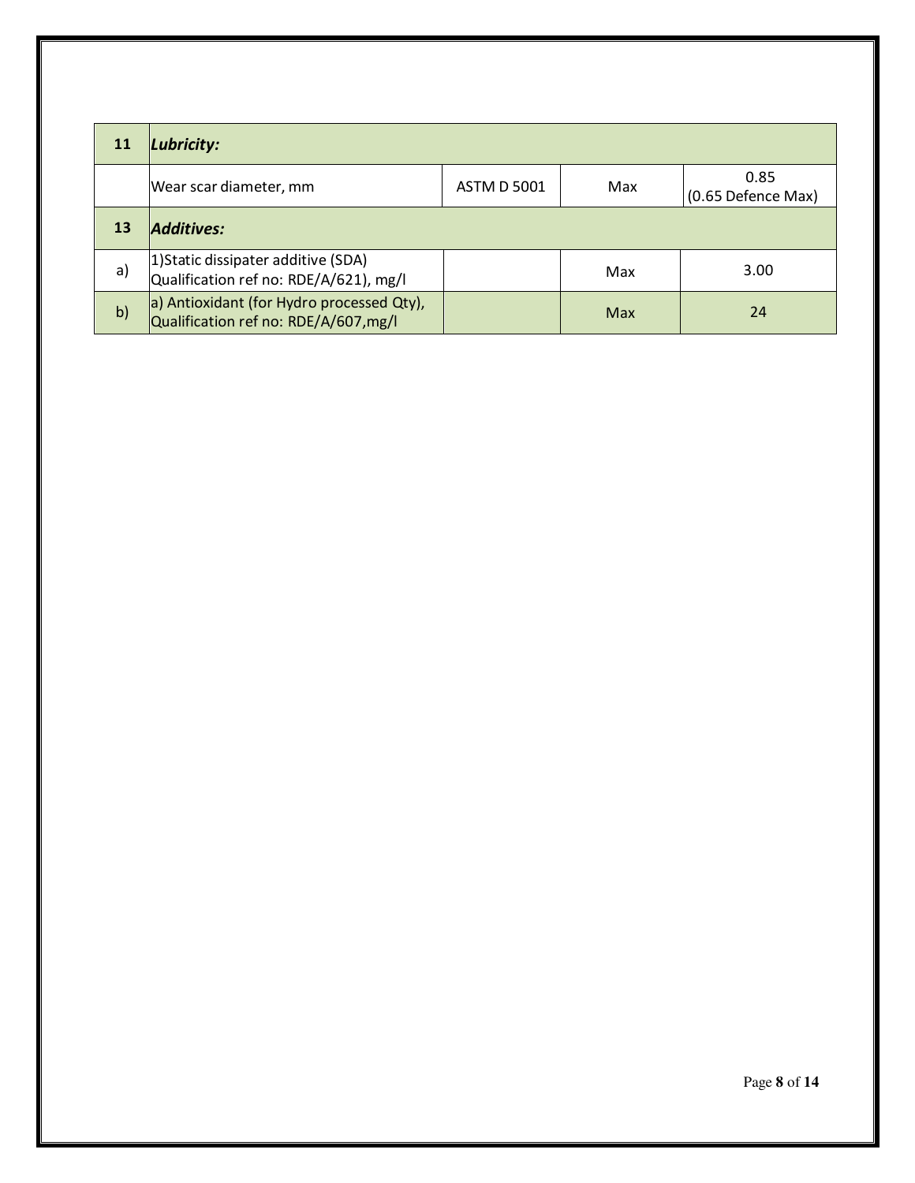| 11 | *Lubricity:* | | | |
|---|---|---|---|---|
| | Wear scar diameter, mm | ASTM D 5001 | Max | 0.85 (0.65 Defence Max) |
| **13** | ***Additives:*** | | | |
| a) | 1)Static dissipater additive (SDA) Qualification ref no: RDE/A/621), mg/l | | Max | 3.00 |
| b) | a) Antioxidant (for Hydro processed Qty), Qualification ref no: RDE/A/607,mg/l | | Max | 24 |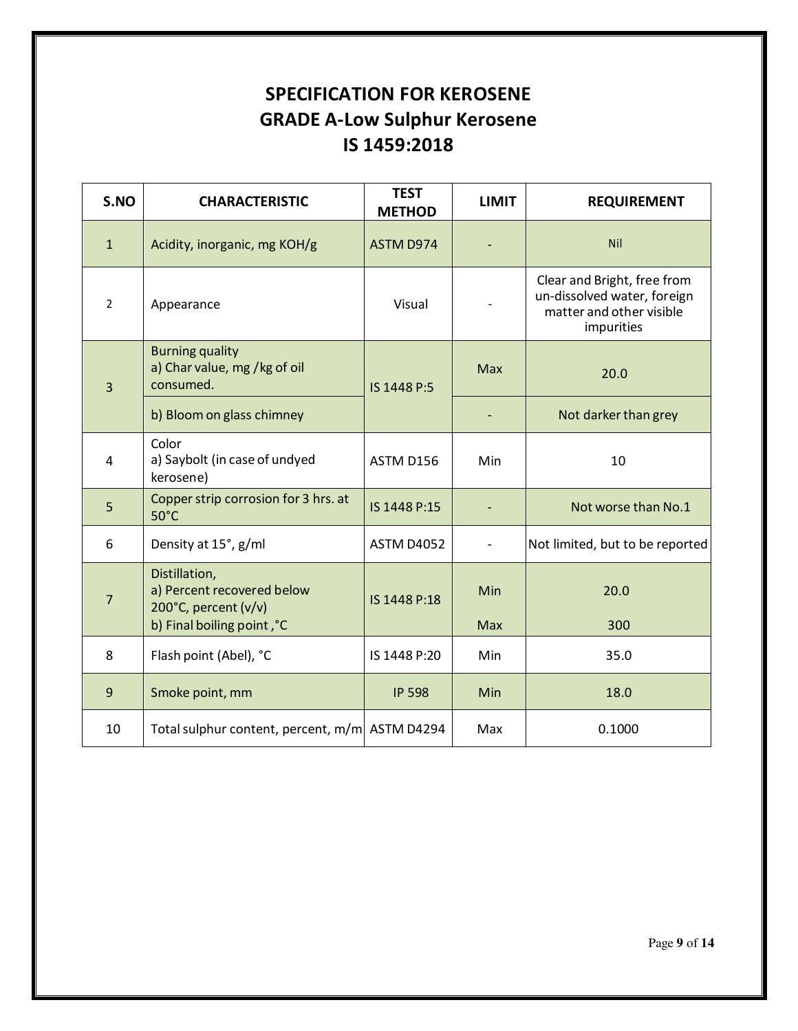# SPECIFICATION FOR KEROSENE
## GRADE A-Low Sulphur Kerosene
## IS 1459:2018

| S.NO | CHARACTERISTIC | TEST METHOD | LIMIT | REQUIREMENT |
|---|---|---|---|---|
| 1 | Acidity, inorganic, mg KOH/g | ASTM D974 | - | Nil |
| 2 | Appearance | Visual | - | Clear and Bright, free from un-dissolved water, foreign matter and other visible impurities |
| 3 | Burning quality<br>a) Char value, mg /kg of oil consumed. | IS 1448 P:5 | Max | 20.0 |
| | b) Bloom on glass chimney | | - | Not darker than grey |
| 4 | Color<br>a) Saybolt (in case of undyed kerosene) | ASTM D156 | Min | 10 |
| 5 | Copper strip corrosion for 3 hrs. at 50°C | IS 1448 P:15 | - | Not worse than No.1 |
| 6 | Density at 15°, g/ml | ASTM D4052 | - | Not limited, but to be reported |
| 7 | Distillation,<br>a) Percent recovered below 200°C, percent (v/v) | IS 1448 P:18 | Min | 20.0 |
| | b) Final boiling point ,°C | | Max | 300 |
| 8 | Flash point (Abel), °C | IS 1448 P:20 | Min | 35.0 |
| 9 | Smoke point, mm | IP 598 | Min | 18.0 |
| 10 | Total sulphur content, percent, m/m | ASTM D4294 | Max | 0.1000 |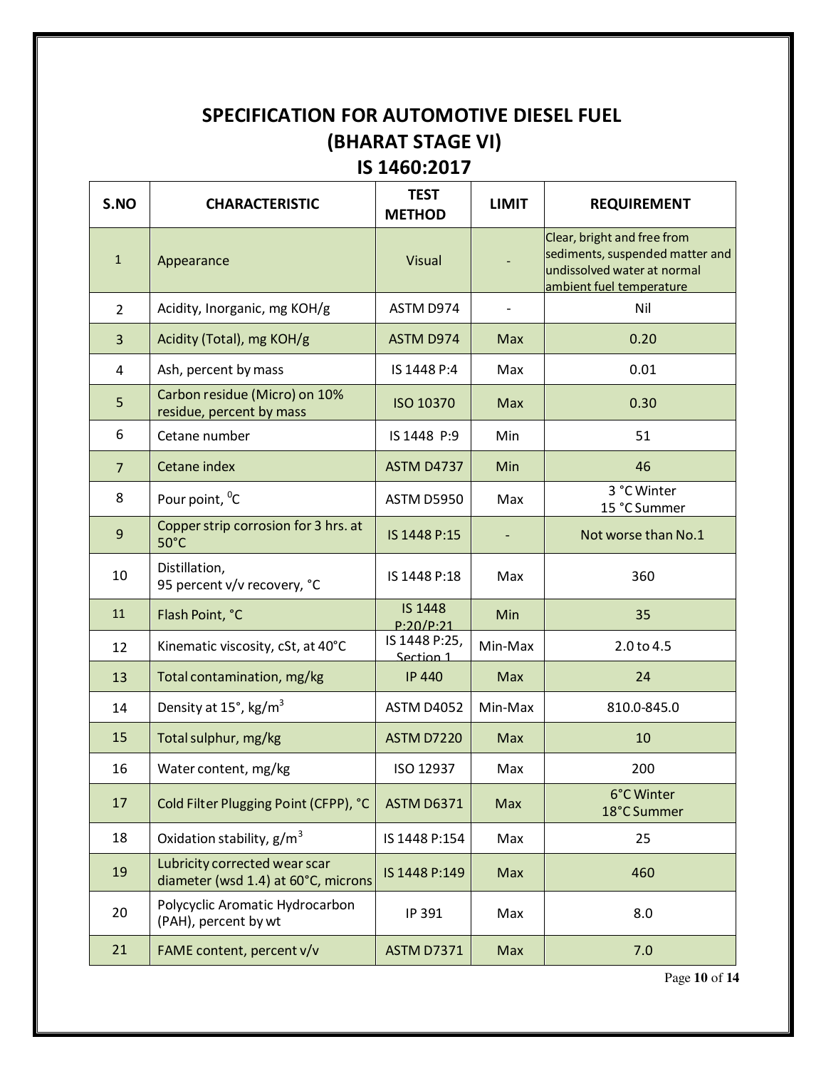# SPECIFICATION FOR AUTOMOTIVE DIESEL FUEL (BHARAT STAGE VI)

## IS 1460:2017

| S.NO | CHARACTERISTIC | TEST METHOD | LIMIT | REQUIREMENT |
|---|---|---|---|---|
| 1 | Appearance | Visual | - | Clear, bright and free from sediments, suspended matter and undissolved water at normal ambient fuel temperature |
| 2 | Acidity, Inorganic, mg KOH/g | ASTM D974 | - | Nil |
| 3 | Acidity (Total), mg KOH/g | ASTM D974 | Max | 0.20 |
| 4 | Ash, percent by mass | IS 1448 P:4 | Max | 0.01 |
| 5 | Carbon residue (Micro) on 10% residue, percent by mass | ISO 10370 | Max | 0.30 |
| 6 | Cetane number | IS 1448 P:9 | Min | 51 |
| 7 | Cetane index | ASTM D4737 | Min | 46 |
| 8 | Pour point, $^{0}$C | ASTM D5950 | Max | 3 °C Winter<br>15 °C Summer |
| 9 | Copper strip corrosion for 3 hrs. at 50°C | IS 1448 P:15 | - | Not worse than No.1 |
| 10 | Distillation,<br>95 percent v/v recovery, °C | IS 1448 P:18 | Max | 360 |
| 11 | Flash Point, °C | IS 1448 P:20/P:21 | Min | 35 |
| 12 | Kinematic viscosity, cSt, at 40°C | IS 1448 P:25, Section 1 | Min-Max | 2.0 to 4.5 |
| 13 | Total contamination, mg/kg | IP 440 | Max | 24 |
| 14 | Density at 15°, kg/m$^{3}$ | ASTM D4052 | Min-Max | 810.0-845.0 |
| 15 | Total sulphur, mg/kg | ASTM D7220 | Max | 10 |
| 16 | Water content, mg/kg | ISO 12937 | Max | 200 |
| 17 | Cold Filter Plugging Point (CFPP), °C | ASTM D6371 | Max | 6°C Winter<br>18°C Summer |
| 18 | Oxidation stability, g/m$^{3}$ | IS 1448 P:154 | Max | 25 |
| 19 | Lubricity corrected wear scar diameter (wsd 1.4) at 60°C, microns | IS 1448 P:149 | Max | 460 |
| 20 | Polycyclic Aromatic Hydrocarbon (PAH), percent by wt | IP 391 | Max | 8.0 |
| 21 | FAME content, percent v/v | ASTM D7371 | Max | 7.0 |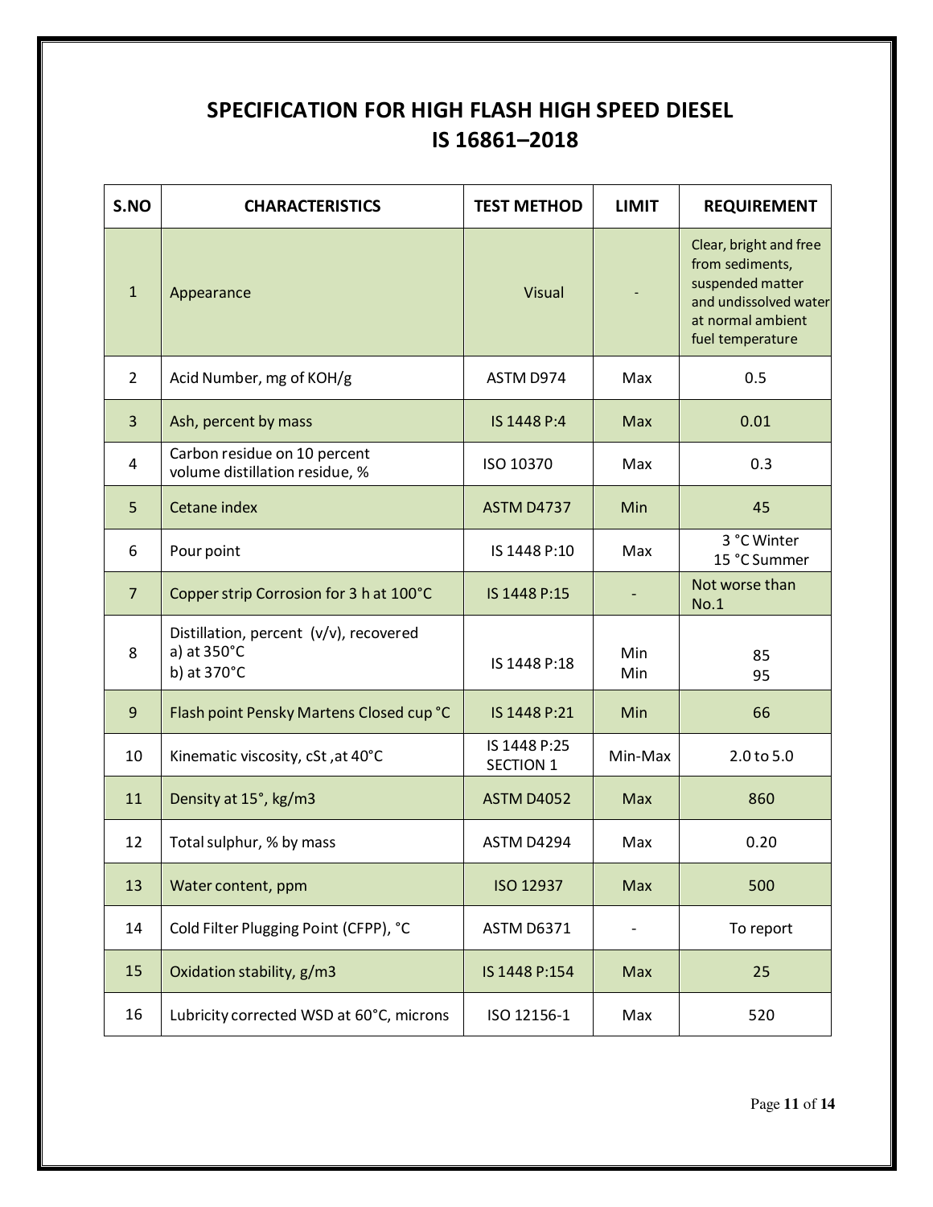# SPECIFICATION FOR HIGH FLASH HIGH SPEED DIESEL IS 16861–2018

| S.NO | CHARACTERISTICS | TEST METHOD | LIMIT | REQUIREMENT |
|---|---|---|---|---|
| 1 | Appearance | Visual | - | Clear, bright and free from sediments, suspended matter and undissolved water at normal ambient fuel temperature |
| 2 | Acid Number, mg of KOH/g | ASTM D974 | Max | 0.5 |
| 3 | Ash, percent by mass | IS 1448 P:4 | Max | 0.01 |
| 4 | Carbon residue on 10 percent volume distillation residue, % | ISO 10370 | Max | 0.3 |
| 5 | Cetane index | ASTM D4737 | Min | 45 |
| 6 | Pour point | IS 1448 P:10 | Max | 3 °C Winter<br>15 °C Summer |
| 7 | Copper strip Corrosion for 3 h at 100°C | IS 1448 P:15 | - | Not worse than No.1 |
| 8 | Distillation, percent (v/v), recovered<br>a) at 350°C<br>b) at 370°C | IS 1448 P:18 | Min<br>Min | 85<br>95 |
| 9 | Flash point Pensky Martens Closed cup °C | IS 1448 P:21 | Min | 66 |
| 10 | Kinematic viscosity, cSt ,at 40°C | IS 1448 P:25 SECTION 1 | Min-Max | 2.0 to 5.0 |
| 11 | Density at 15°, kg/m3 | ASTM D4052 | Max | 860 |
| 12 | Total sulphur, % by mass | ASTM D4294 | Max | 0.20 |
| 13 | Water content, ppm | ISO 12937 | Max | 500 |
| 14 | Cold Filter Plugging Point (CFPP), °C | ASTM D6371 | - | To report |
| 15 | Oxidation stability, g/m3 | IS 1448 P:154 | Max | 25 |
| 16 | Lubricity corrected WSD at 60°C, microns | ISO 12156-1 | Max | 520 |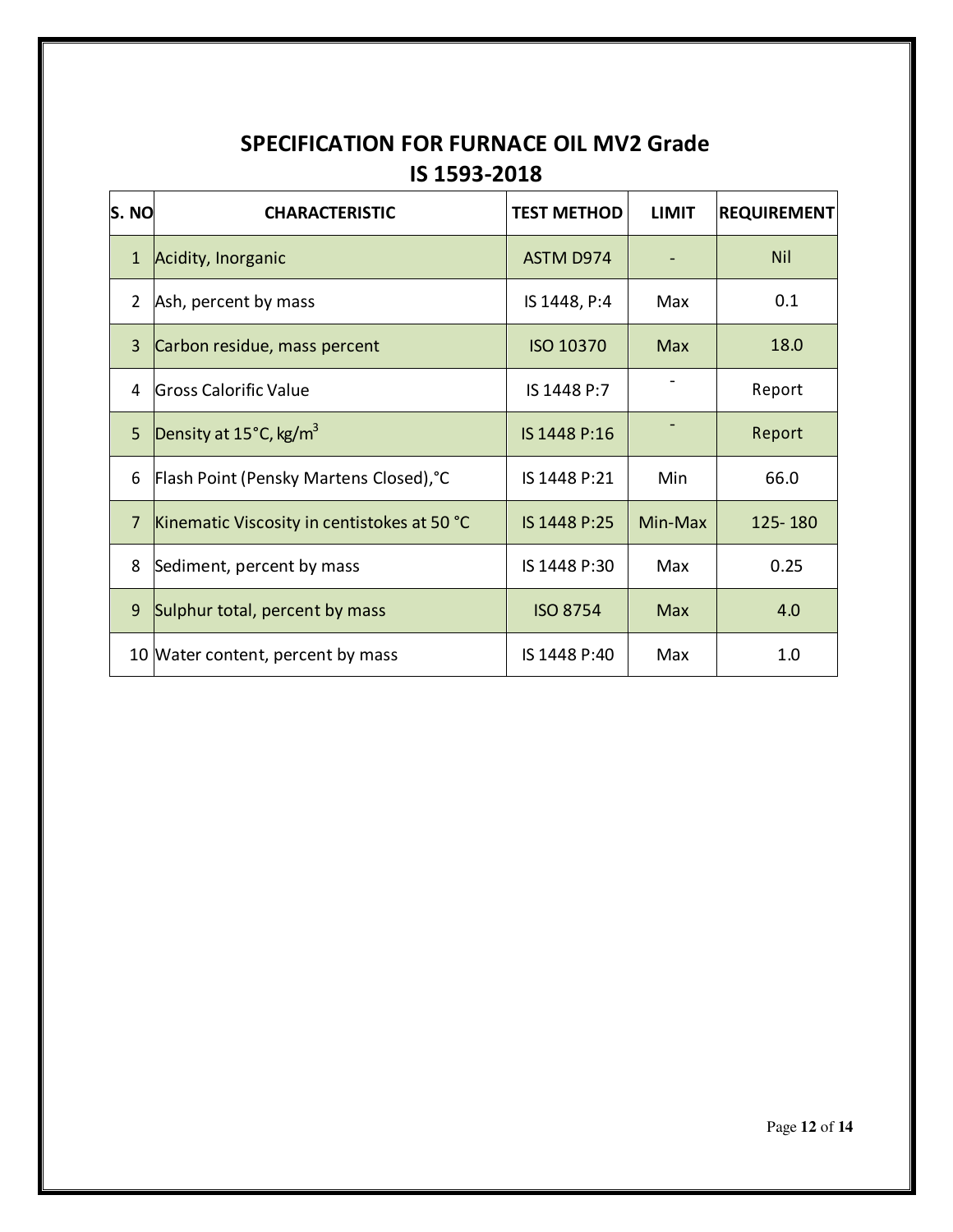# SPECIFICATION FOR FURNACE OIL MV2 Grade
## IS 1593-2018

| S. NO | CHARACTERISTIC | TEST METHOD | LIMIT | REQUIREMENT |
|---|---|---|---|---|
| 1 | Acidity, Inorganic | ASTM D974 | - | Nil |
| 2 | Ash, percent by mass | IS 1448, P:4 | Max | 0.1 |
| 3 | Carbon residue, mass percent | ISO 10370 | Max | 18.0 |
| 4 | Gross Calorific Value | IS 1448 P:7 | - | Report |
| 5 | Density at 15°C, kg/$m^3$ | IS 1448 P:16 | - | Report |
| 6 | Flash Point (Pensky Martens Closed),°C | IS 1448 P:21 | Min | 66.0 |
| 7 | Kinematic Viscosity in centistokes at 50 °C | IS 1448 P:25 | Min-Max | 125- 180 |
| 8 | Sediment, percent by mass | IS 1448 P:30 | Max | 0.25 |
| 9 | Sulphur total, percent by mass | ISO 8754 | Max | 4.0 |
| 10 | Water content, percent by mass | IS 1448 P:40 | Max | 1.0 |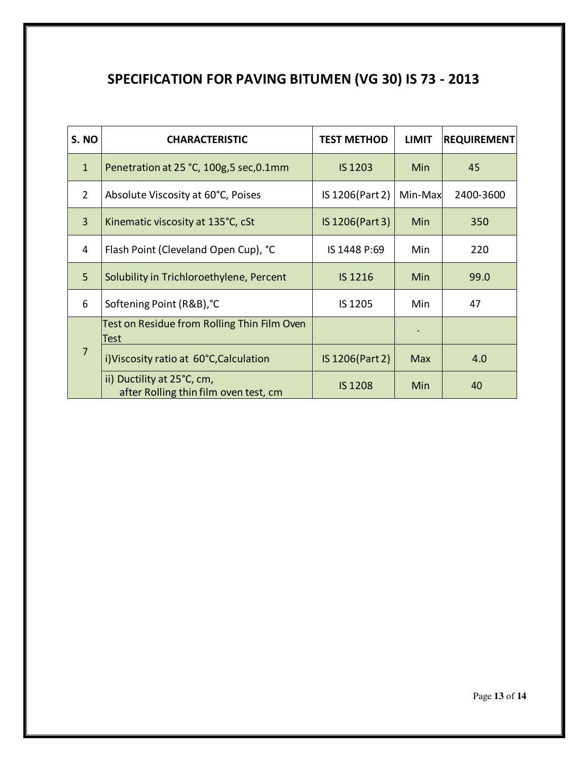# SPECIFICATION FOR PAVING BITUMEN (VG 30) IS 73 - 2013

| S. NO | CHARACTERISTIC | TEST METHOD | LIMIT | REQUIREMENT |
|---|---|---|---|---|
| 1 | Penetration at 25 °C, 100g,5 sec,0.1mm | IS 1203 | Min | 45 |
| 2 | Absolute Viscosity at 60°C, Poises | IS 1206(Part 2) | Min-Max | 2400-3600 |
| 3 | Kinematic viscosity at 135°C, cSt | IS 1206(Part 3) | Min | 350 |
| 4 | Flash Point (Cleveland Open Cup), °C | IS 1448 P:69 | Min | 220 |
| 5 | Solubility in Trichloroethylene, Percent | IS 1216 | Min | 99.0 |
| 6 | Softening Point (R&B),°C | IS 1205 | Min | 47 |
| 7 | Test on Residue from Rolling Thin Film Oven Test | | - | |
| | i)Viscosity ratio at 60°C,Calculation | IS 1206(Part 2) | Max | 4.0 |
| | ii) Ductility at 25°C, cm, after Rolling thin film oven test, cm | IS 1208 | Min | 40 |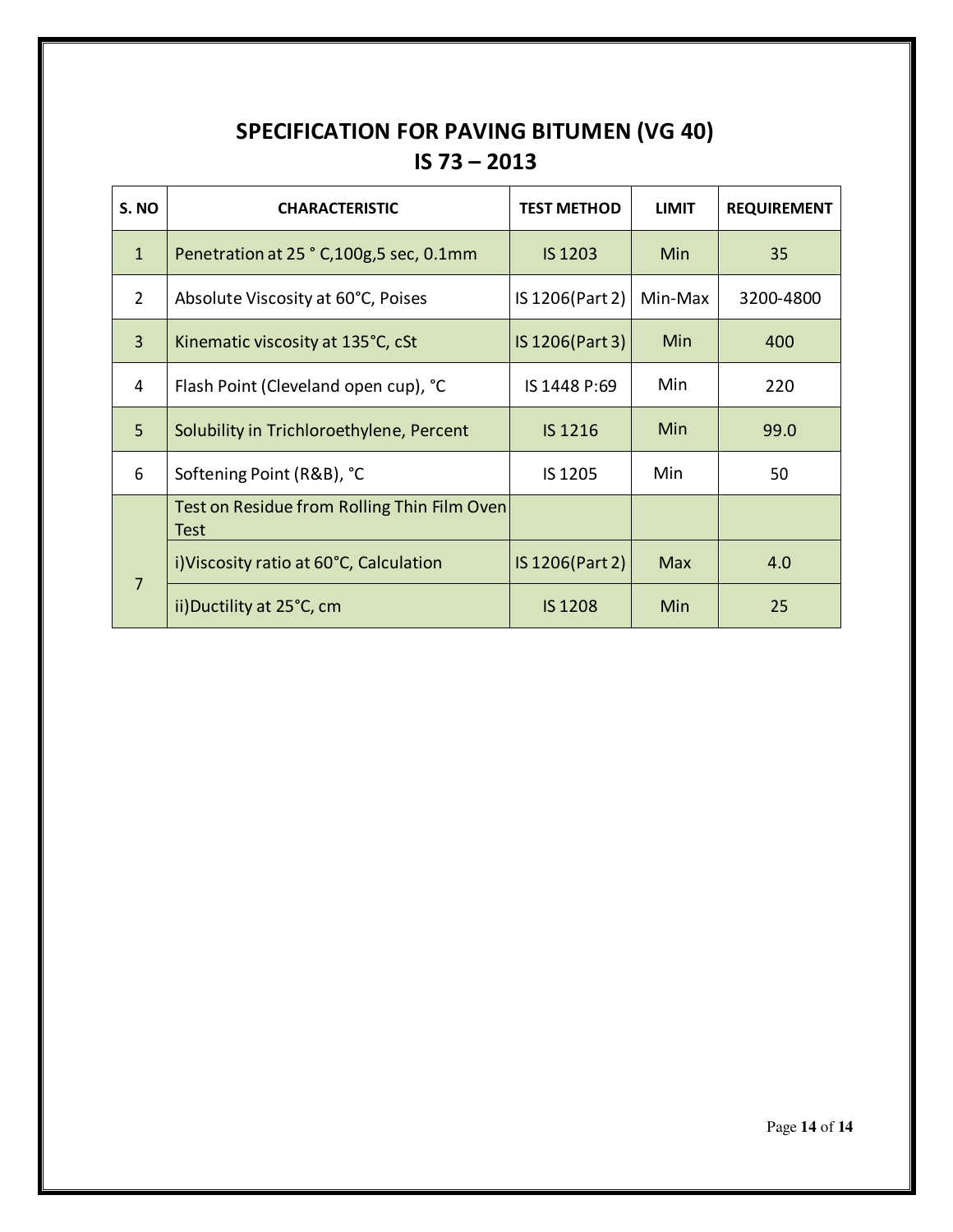# SPECIFICATION FOR PAVING BITUMEN (VG 40)
# IS 73 – 2013

| S. NO | CHARACTERISTIC | TEST METHOD | LIMIT | REQUIREMENT |
|---|---|---|---|---|
| 1 | Penetration at 25 ° C,100g,5 sec, 0.1mm | IS 1203 | Min | 35 |
| 2 | Absolute Viscosity at 60°C, Poises | IS 1206(Part 2) | Min-Max | 3200-4800 |
| 3 | Kinematic viscosity at 135°C, cSt | IS 1206(Part 3) | Min | 400 |
| 4 | Flash Point (Cleveland open cup), °C | IS 1448 P:69 | Min | 220 |
| 5 | Solubility in Trichloroethylene, Percent | IS 1216 | Min | 99.0 |
| 6 | Softening Point (R&B), °C | IS 1205 | Min | 50 |
| 7 | Test on Residue from Rolling Thin Film Oven Test | | | |
| | i)Viscosity ratio at 60°C, Calculation | IS 1206(Part 2) | Max | 4.0 |
| | ii)Ductility at 25°C, cm | IS 1208 | Min | 25 |